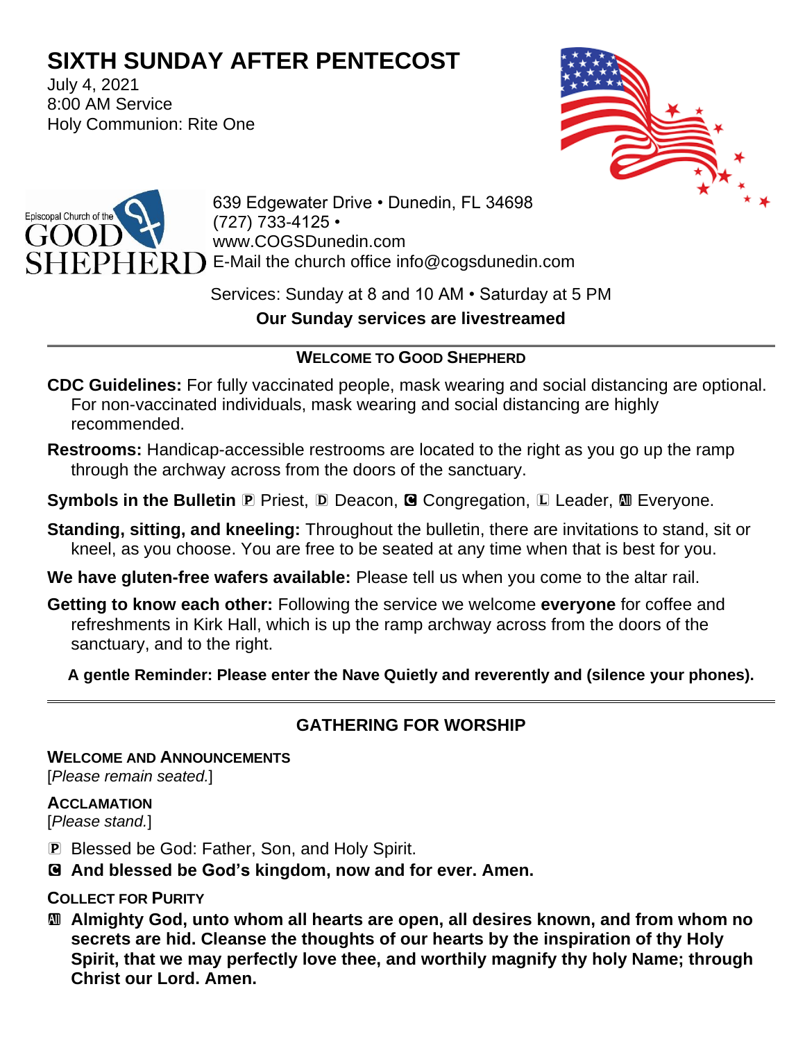# SIXTH SUNDAY AFTER PENTECOST

July 4, 2021
8:00 AM Service
Holy Communion: Rite One

Episcopal Church of the GOOD SHEPHERD

639 Edgewater Drive • Dunedin, FL 34698
(727) 733-4125 •
www.COGSDunedin.com
E-Mail the church office info@cogsdunedin.com

Services: Sunday at 8 and 10 AM • Saturday at 5 PM

**Our Sunday services are livestreamed**

---

## WELCOME TO GOOD SHEPHERD

**CDC Guidelines:** For fully vaccinated people, mask wearing and social distancing are optional. For non-vaccinated individuals, mask wearing and social distancing are highly recommended.

**Restrooms:** Handicap-accessible restrooms are located to the right as you go up the ramp through the archway across from the doors of the sanctuary.

**Symbols in the Bulletin** P Priest, D Deacon, C Congregation, L Leader, All Everyone.

**Standing, sitting, and kneeling:** Throughout the bulletin, there are invitations to stand, sit or kneel, as you choose. You are free to be seated at any time when that is best for you.

**We have gluten-free wafers available:** Please tell us when you come to the altar rail.

**Getting to know each other:** Following the service we welcome **everyone** for coffee and refreshments in Kirk Hall, which is up the ramp archway across from the doors of the sanctuary, and to the right.

**A gentle Reminder: Please enter the Nave Quietly and reverently and (silence your phones).**

---

## GATHERING FOR WORSHIP

### WELCOME AND ANNOUNCEMENTS

[*Please remain seated.*]

### ACCLAMATION

[*Please stand.*]

P Blessed be God: Father, Son, and Holy Spirit.

C **And blessed be God's kingdom, now and for ever. Amen.**

### COLLECT FOR PURITY

All **Almighty God, unto whom all hearts are open, all desires known, and from whom no secrets are hid. Cleanse the thoughts of our hearts by the inspiration of thy Holy Spirit, that we may perfectly love thee, and worthily magnify thy holy Name; through Christ our Lord. Amen.**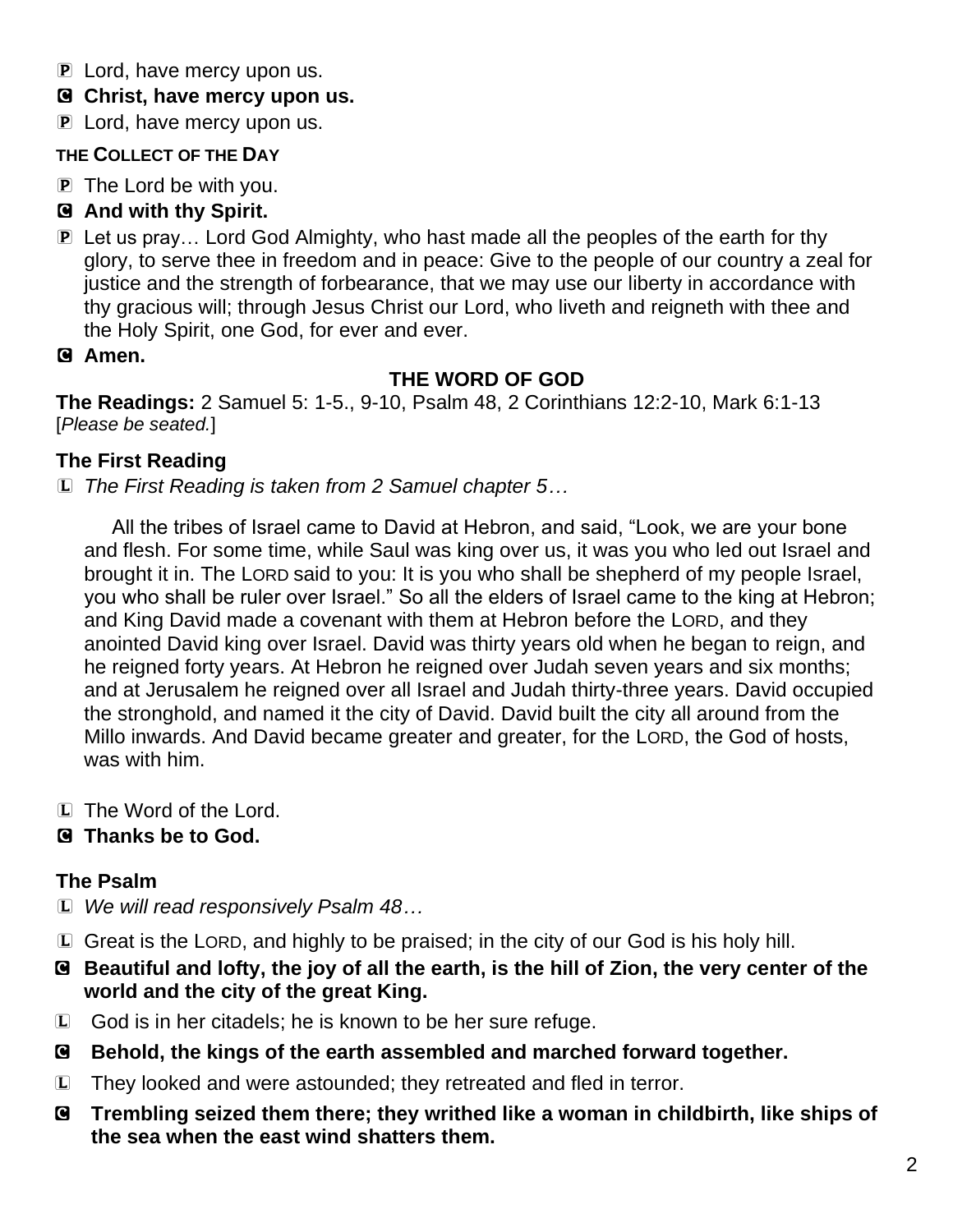P Lord, have mercy upon us.

C **Christ, have mercy upon us.**

P Lord, have mercy upon us.

**THE COLLECT OF THE DAY**

P The Lord be with you.

C **And with thy Spirit.**

P Let us pray… Lord God Almighty, who hast made all the peoples of the earth for thy glory, to serve thee in freedom and in peace: Give to the people of our country a zeal for justice and the strength of forbearance, that we may use our liberty in accordance with thy gracious will; through Jesus Christ our Lord, who liveth and reigneth with thee and the Holy Spirit, one God, for ever and ever.

C **Amen.**

## THE WORD OF GOD

**The Readings:** 2 Samuel 5: 1-5., 9-10, Psalm 48, 2 Corinthians 12:2-10, Mark 6:1-13 [*Please be seated.*]

### The First Reading

L *The First Reading is taken from 2 Samuel chapter 5…*

All the tribes of Israel came to David at Hebron, and said, "Look, we are your bone and flesh. For some time, while Saul was king over us, it was you who led out Israel and brought it in. The LORD said to you: It is you who shall be shepherd of my people Israel, you who shall be ruler over Israel." So all the elders of Israel came to the king at Hebron; and King David made a covenant with them at Hebron before the LORD, and they anointed David king over Israel. David was thirty years old when he began to reign, and he reigned forty years. At Hebron he reigned over Judah seven years and six months; and at Jerusalem he reigned over all Israel and Judah thirty-three years. David occupied the stronghold, and named it the city of David. David built the city all around from the Millo inwards. And David became greater and greater, for the LORD, the God of hosts, was with him.

L The Word of the Lord.

C **Thanks be to God.**

### The Psalm

L *We will read responsively Psalm 48…*

L Great is the LORD, and highly to be praised; in the city of our God is his holy hill.

C **Beautiful and lofty, the joy of all the earth, is the hill of Zion, the very center of the world and the city of the great King.**

L God is in her citadels; he is known to be her sure refuge.

C **Behold, the kings of the earth assembled and marched forward together.**

L They looked and were astounded; they retreated and fled in terror.

C **Trembling seized them there; they writhed like a woman in childbirth, like ships of the sea when the east wind shatters them.**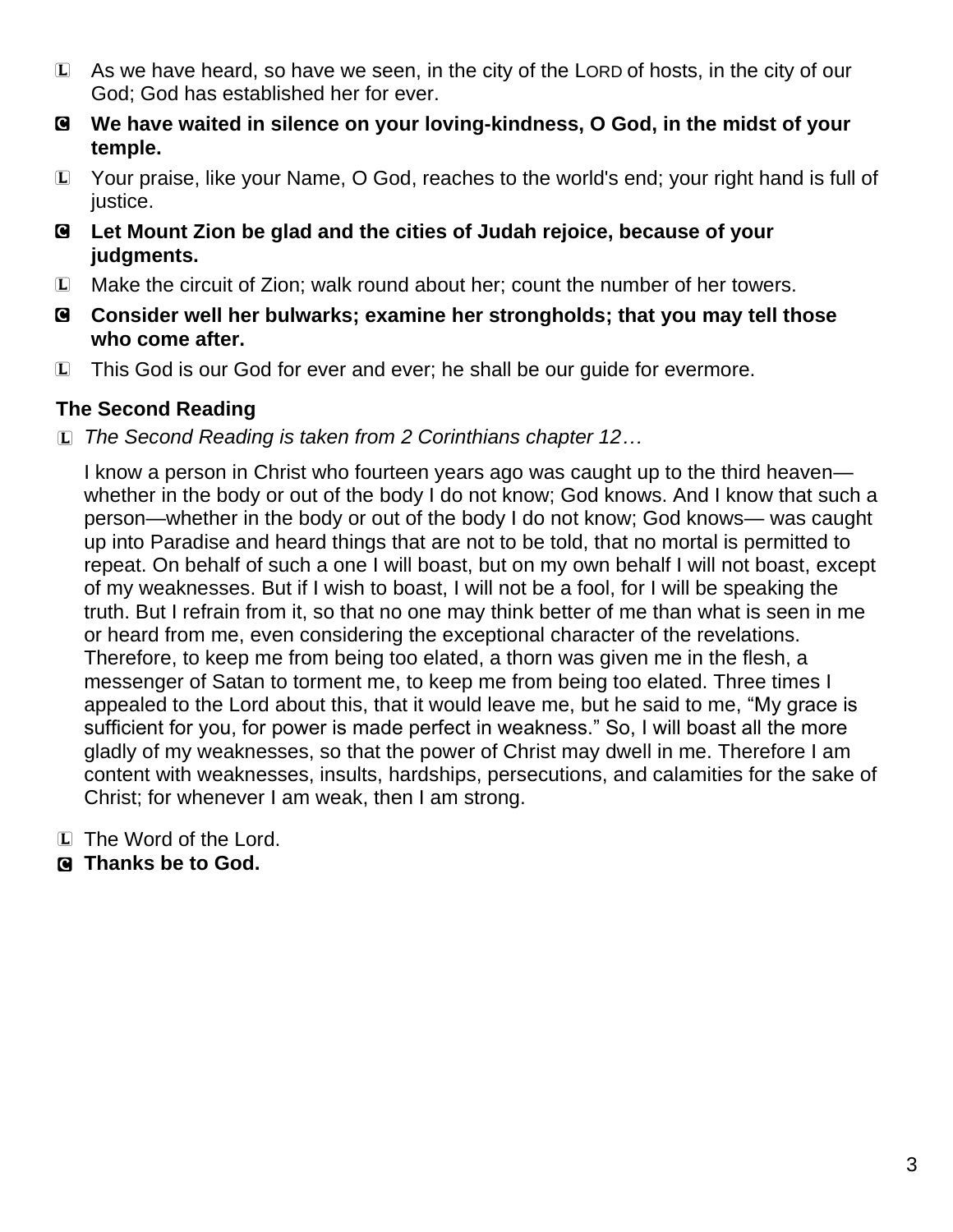L As we have heard, so have we seen, in the city of the LORD of hosts, in the city of our God; God has established her for ever.

**C We have waited in silence on your loving-kindness, O God, in the midst of your temple.**

L Your praise, like your Name, O God, reaches to the world's end; your right hand is full of justice.

**C Let Mount Zion be glad and the cities of Judah rejoice, because of your judgments.**

L Make the circuit of Zion; walk round about her; count the number of her towers.

**C Consider well her bulwarks; examine her strongholds; that you may tell those who come after.**

L This God is our God for ever and ever; he shall be our guide for evermore.

### The Second Reading

L *The Second Reading is taken from 2 Corinthians chapter 12…*

I know a person in Christ who fourteen years ago was caught up to the third heaven—whether in the body or out of the body I do not know; God knows. And I know that such a person—whether in the body or out of the body I do not know; God knows— was caught up into Paradise and heard things that are not to be told, that no mortal is permitted to repeat. On behalf of such a one I will boast, but on my own behalf I will not boast, except of my weaknesses. But if I wish to boast, I will not be a fool, for I will be speaking the truth. But I refrain from it, so that no one may think better of me than what is seen in me or heard from me, even considering the exceptional character of the revelations. Therefore, to keep me from being too elated, a thorn was given me in the flesh, a messenger of Satan to torment me, to keep me from being too elated. Three times I appealed to the Lord about this, that it would leave me, but he said to me, "My grace is sufficient for you, for power is made perfect in weakness." So, I will boast all the more gladly of my weaknesses, so that the power of Christ may dwell in me. Therefore I am content with weaknesses, insults, hardships, persecutions, and calamities for the sake of Christ; for whenever I am weak, then I am strong.

L The Word of the Lord.

**C Thanks be to God.**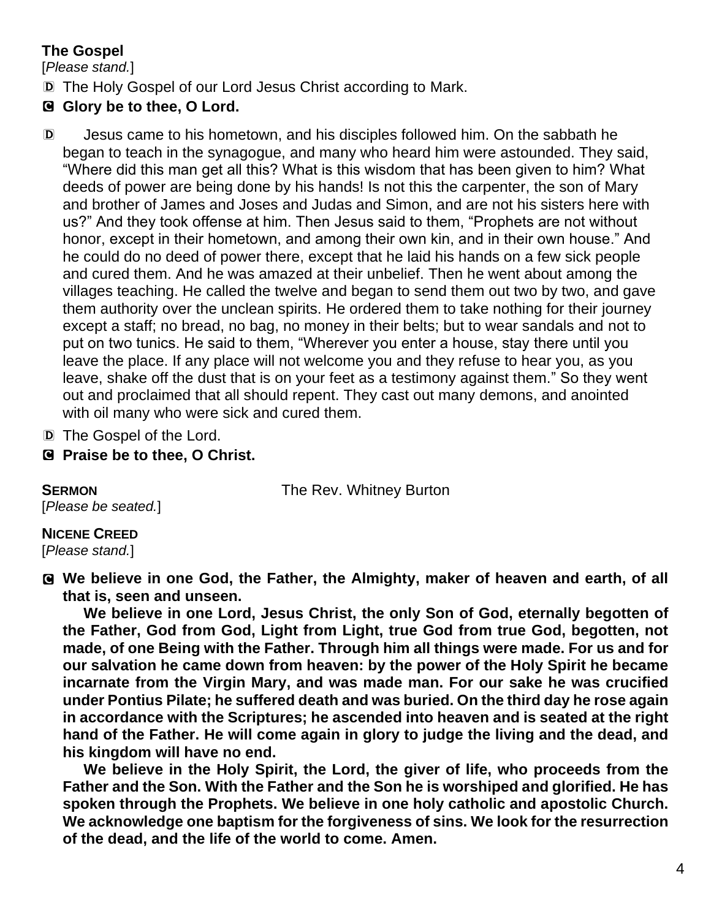**The Gospel**

[*Please stand.*]

D The Holy Gospel of our Lord Jesus Christ according to Mark.

**C Glory be to thee, O Lord.**

D Jesus came to his hometown, and his disciples followed him. On the sabbath he began to teach in the synagogue, and many who heard him were astounded. They said, "Where did this man get all this? What is this wisdom that has been given to him? What deeds of power are being done by his hands! Is not this the carpenter, the son of Mary and brother of James and Joses and Judas and Simon, and are not his sisters here with us?" And they took offense at him. Then Jesus said to them, "Prophets are not without honor, except in their hometown, and among their own kin, and in their own house." And he could do no deed of power there, except that he laid his hands on a few sick people and cured them. And he was amazed at their unbelief. Then he went about among the villages teaching. He called the twelve and began to send them out two by two, and gave them authority over the unclean spirits. He ordered them to take nothing for their journey except a staff; no bread, no bag, no money in their belts; but to wear sandals and not to put on two tunics. He said to them, "Wherever you enter a house, stay there until you leave the place. If any place will not welcome you and they refuse to hear you, as you leave, shake off the dust that is on your feet as a testimony against them." So they went out and proclaimed that all should repent. They cast out many demons, and anointed with oil many who were sick and cured them.

D The Gospel of the Lord.

**C Praise be to thee, O Christ.**

**SERMON** The Rev. Whitney Burton

[*Please be seated.*]

**NICENE CREED**

[*Please stand.*]

**C We believe in one God, the Father, the Almighty, maker of heaven and earth, of all that is, seen and unseen.**

**We believe in one Lord, Jesus Christ, the only Son of God, eternally begotten of the Father, God from God, Light from Light, true God from true God, begotten, not made, of one Being with the Father. Through him all things were made. For us and for our salvation he came down from heaven: by the power of the Holy Spirit he became incarnate from the Virgin Mary, and was made man. For our sake he was crucified under Pontius Pilate; he suffered death and was buried. On the third day he rose again in accordance with the Scriptures; he ascended into heaven and is seated at the right hand of the Father. He will come again in glory to judge the living and the dead, and his kingdom will have no end.**

**We believe in the Holy Spirit, the Lord, the giver of life, who proceeds from the Father and the Son. With the Father and the Son he is worshiped and glorified. He has spoken through the Prophets. We believe in one holy catholic and apostolic Church. We acknowledge one baptism for the forgiveness of sins. We look for the resurrection of the dead, and the life of the world to come. Amen.**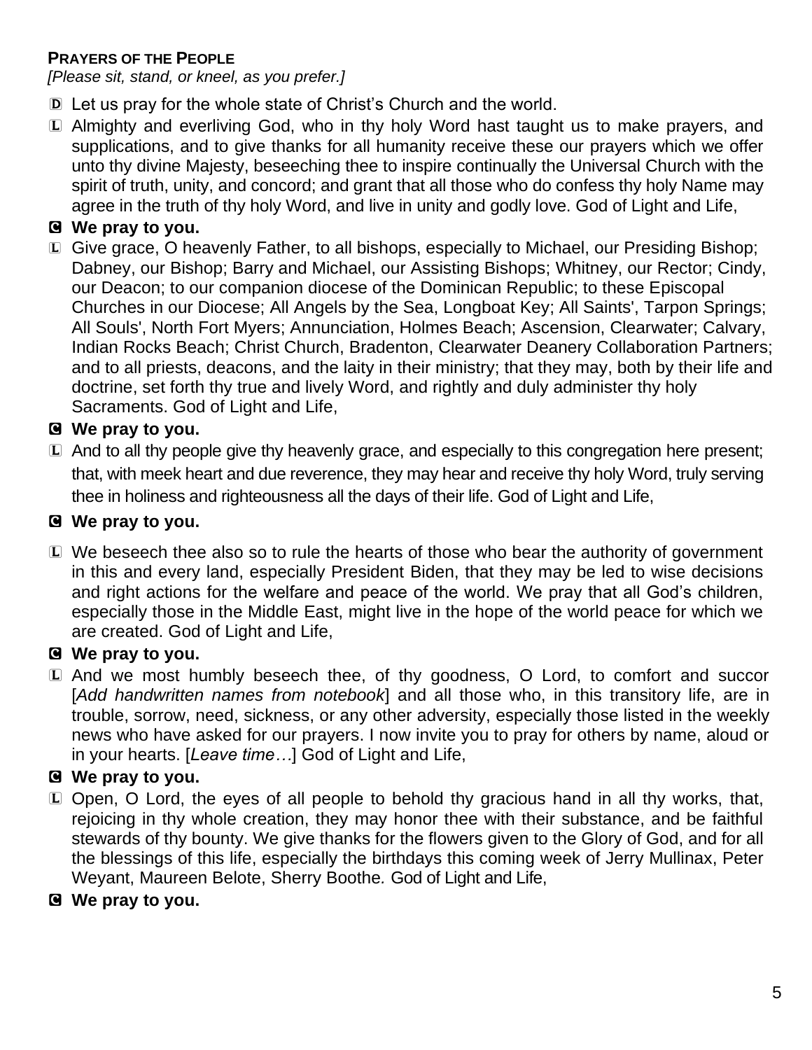**PRAYERS OF THE PEOPLE**
*[Please sit, stand, or kneel, as you prefer.]*

D Let us pray for the whole state of Christ's Church and the world.

L Almighty and everliving God, who in thy holy Word hast taught us to make prayers, and supplications, and to give thanks for all humanity receive these our prayers which we offer unto thy divine Majesty, beseeching thee to inspire continually the Universal Church with the spirit of truth, unity, and concord; and grant that all those who do confess thy holy Name may agree in the truth of thy holy Word, and live in unity and godly love. God of Light and Life,

**C We pray to you.**

L Give grace, O heavenly Father, to all bishops, especially to Michael, our Presiding Bishop; Dabney, our Bishop; Barry and Michael, our Assisting Bishops; Whitney, our Rector; Cindy, our Deacon; to our companion diocese of the Dominican Republic; to these Episcopal Churches in our Diocese; All Angels by the Sea, Longboat Key; All Saints', Tarpon Springs; All Souls', North Fort Myers; Annunciation, Holmes Beach; Ascension, Clearwater; Calvary, Indian Rocks Beach; Christ Church, Bradenton, Clearwater Deanery Collaboration Partners; and to all priests, deacons, and the laity in their ministry; that they may, both by their life and doctrine, set forth thy true and lively Word, and rightly and duly administer thy holy Sacraments. God of Light and Life,

**C We pray to you.**

L And to all thy people give thy heavenly grace, and especially to this congregation here present; that, with meek heart and due reverence, they may hear and receive thy holy Word, truly serving thee in holiness and righteousness all the days of their life. God of Light and Life,

**C We pray to you.**

L We beseech thee also so to rule the hearts of those who bear the authority of government in this and every land, especially President Biden, that they may be led to wise decisions and right actions for the welfare and peace of the world. We pray that all God's children, especially those in the Middle East, might live in the hope of the world peace for which we are created. God of Light and Life,

**C We pray to you.**

L And we most humbly beseech thee, of thy goodness, O Lord, to comfort and succor [*Add handwritten names from notebook*] and all those who, in this transitory life, are in trouble, sorrow, need, sickness, or any other adversity, especially those listed in the weekly news who have asked for our prayers. I now invite you to pray for others by name, aloud or in your hearts. [*Leave time…*] God of Light and Life,

**C We pray to you.**

L Open, O Lord, the eyes of all people to behold thy gracious hand in all thy works, that, rejoicing in thy whole creation, they may honor thee with their substance, and be faithful stewards of thy bounty. We give thanks for the flowers given to the Glory of God, and for all the blessings of this life, especially the birthdays this coming week of Jerry Mullinax, Peter Weyant, Maureen Belote, Sherry Boothe. God of Light and Life,

**C We pray to you.**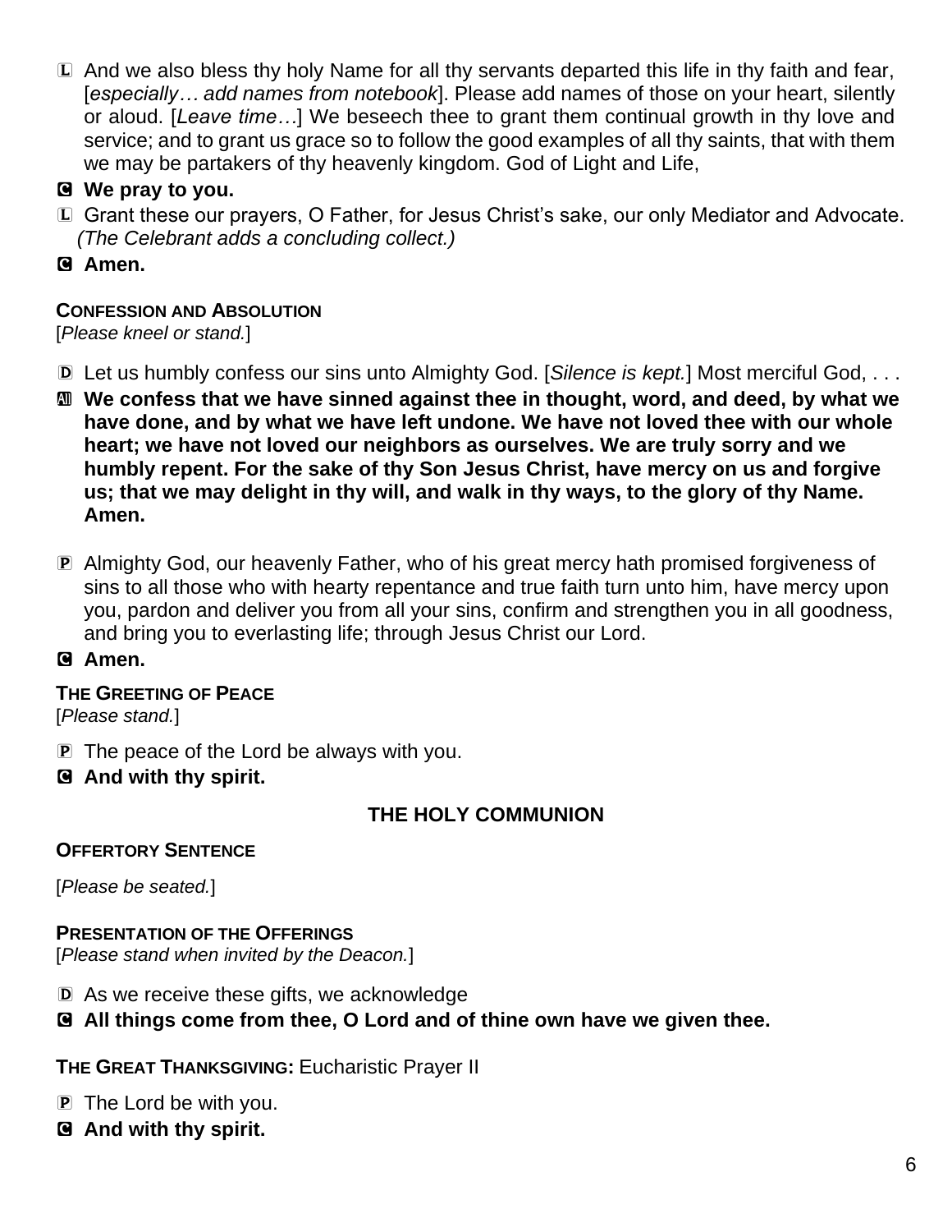L And we also bless thy holy Name for all thy servants departed this life in thy faith and fear, [*especially… add names from notebook*]. Please add names of those on your heart, silently or aloud. [*Leave time…*] We beseech thee to grant them continual growth in thy love and service; and to grant us grace so to follow the good examples of all thy saints, that with them we may be partakers of thy heavenly kingdom. God of Light and Life,

C **We pray to you.**

L Grant these our prayers, O Father, for Jesus Christ's sake, our only Mediator and Advocate. *(The Celebrant adds a concluding collect.)*

C **Amen.**

**CONFESSION AND ABSOLUTION**

[*Please kneel or stand.*]

D Let us humbly confess our sins unto Almighty God. [*Silence is kept.*] Most merciful God, . . .

All **We confess that we have sinned against thee in thought, word, and deed, by what we have done, and by what we have left undone. We have not loved thee with our whole heart; we have not loved our neighbors as ourselves. We are truly sorry and we humbly repent. For the sake of thy Son Jesus Christ, have mercy on us and forgive us; that we may delight in thy will, and walk in thy ways, to the glory of thy Name. Amen.**

P Almighty God, our heavenly Father, who of his great mercy hath promised forgiveness of sins to all those who with hearty repentance and true faith turn unto him, have mercy upon you, pardon and deliver you from all your sins, confirm and strengthen you in all goodness, and bring you to everlasting life; through Jesus Christ our Lord.

C **Amen.**

**THE GREETING OF PEACE**

[*Please stand.*]

P The peace of the Lord be always with you.

C **And with thy spirit.**

## THE HOLY COMMUNION

**OFFERTORY SENTENCE**

[*Please be seated.*]

**PRESENTATION OF THE OFFERINGS**

[*Please stand when invited by the Deacon.*]

D As we receive these gifts, we acknowledge

C **All things come from thee, O Lord and of thine own have we given thee.**

**THE GREAT THANKSGIVING:** Eucharistic Prayer II

P The Lord be with you.

C **And with thy spirit.**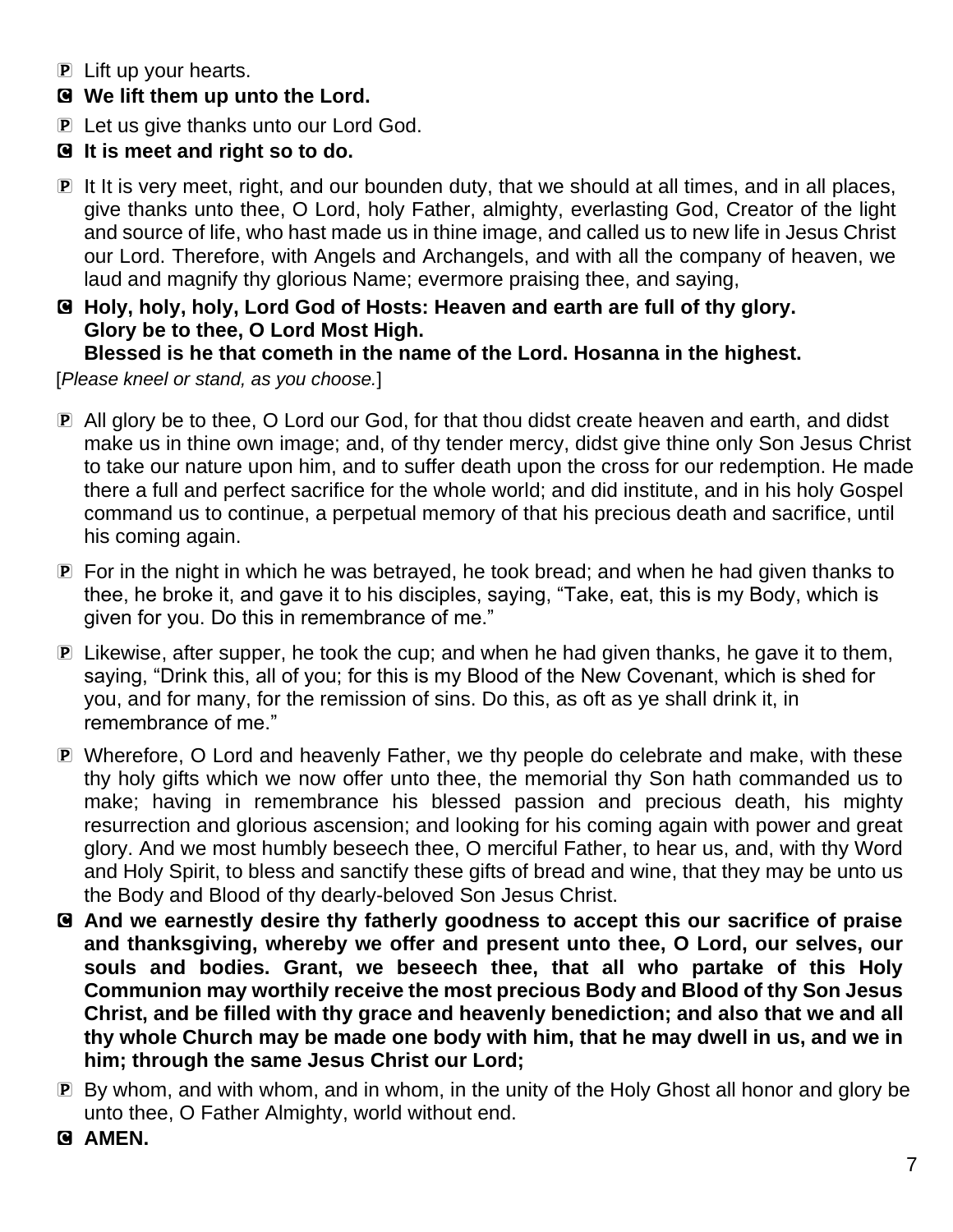P Lift up your hearts.

**C We lift them up unto the Lord.**

P Let us give thanks unto our Lord God.

**C It is meet and right so to do.**

P It It is very meet, right, and our bounden duty, that we should at all times, and in all places, give thanks unto thee, O Lord, holy Father, almighty, everlasting God, Creator of the light and source of life, who hast made us in thine image, and called us to new life in Jesus Christ our Lord. Therefore, with Angels and Archangels, and with all the company of heaven, we laud and magnify thy glorious Name; evermore praising thee, and saying,

**C Holy, holy, holy, Lord God of Hosts: Heaven and earth are full of thy glory.
Glory be to thee, O Lord Most High.
Blessed is he that cometh in the name of the Lord. Hosanna in the highest.**

[*Please kneel or stand, as you choose.*]

P All glory be to thee, O Lord our God, for that thou didst create heaven and earth, and didst make us in thine own image; and, of thy tender mercy, didst give thine only Son Jesus Christ to take our nature upon him, and to suffer death upon the cross for our redemption. He made there a full and perfect sacrifice for the whole world; and did institute, and in his holy Gospel command us to continue, a perpetual memory of that his precious death and sacrifice, until his coming again.

P For in the night in which he was betrayed, he took bread; and when he had given thanks to thee, he broke it, and gave it to his disciples, saying, "Take, eat, this is my Body, which is given for you. Do this in remembrance of me."

P Likewise, after supper, he took the cup; and when he had given thanks, he gave it to them, saying, "Drink this, all of you; for this is my Blood of the New Covenant, which is shed for you, and for many, for the remission of sins. Do this, as oft as ye shall drink it, in remembrance of me."

P Wherefore, O Lord and heavenly Father, we thy people do celebrate and make, with these thy holy gifts which we now offer unto thee, the memorial thy Son hath commanded us to make; having in remembrance his blessed passion and precious death, his mighty resurrection and glorious ascension; and looking for his coming again with power and great glory. And we most humbly beseech thee, O merciful Father, to hear us, and, with thy Word and Holy Spirit, to bless and sanctify these gifts of bread and wine, that they may be unto us the Body and Blood of thy dearly-beloved Son Jesus Christ.

**C And we earnestly desire thy fatherly goodness to accept this our sacrifice of praise and thanksgiving, whereby we offer and present unto thee, O Lord, our selves, our souls and bodies. Grant, we beseech thee, that all who partake of this Holy Communion may worthily receive the most precious Body and Blood of thy Son Jesus Christ, and be filled with thy grace and heavenly benediction; and also that we and all thy whole Church may be made one body with him, that he may dwell in us, and we in him; through the same Jesus Christ our Lord;**

P By whom, and with whom, and in whom, in the unity of the Holy Ghost all honor and glory be unto thee, O Father Almighty, world without end.

**C AMEN.**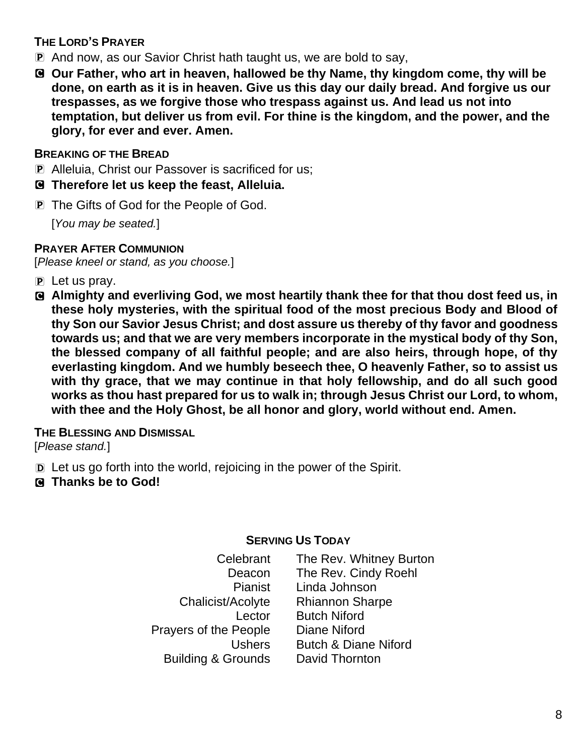### THE LORD'S PRAYER

P And now, as our Savior Christ hath taught us, we are bold to say,

C **Our Father, who art in heaven, hallowed be thy Name, thy kingdom come, thy will be done, on earth as it is in heaven. Give us this day our daily bread. And forgive us our trespasses, as we forgive those who trespass against us. And lead us not into temptation, but deliver us from evil. For thine is the kingdom, and the power, and the glory, for ever and ever. Amen.**

### BREAKING OF THE BREAD

P Alleluia, Christ our Passover is sacrificed for us;

C **Therefore let us keep the feast, Alleluia.**

P The Gifts of God for the People of God.

[*You may be seated.*]

### PRAYER AFTER COMMUNION

[*Please kneel or stand, as you choose.*]

P Let us pray.

C **Almighty and everliving God, we most heartily thank thee for that thou dost feed us, in these holy mysteries, with the spiritual food of the most precious Body and Blood of thy Son our Savior Jesus Christ; and dost assure us thereby of thy favor and goodness towards us; and that we are very members incorporate in the mystical body of thy Son, the blessed company of all faithful people; and are also heirs, through hope, of thy everlasting kingdom. And we humbly beseech thee, O heavenly Father, so to assist us with thy grace, that we may continue in that holy fellowship, and do all such good works as thou hast prepared for us to walk in; through Jesus Christ our Lord, to whom, with thee and the Holy Ghost, be all honor and glory, world without end. Amen.**

### THE BLESSING AND DISMISSAL

[*Please stand.*]

D Let us go forth into the world, rejoicing in the power of the Spirit.

C **Thanks be to God!**

### SERVING US TODAY

| | |
|---|---|
| Celebrant | The Rev. Whitney Burton |
| Deacon | The Rev. Cindy Roehl |
| Pianist | Linda Johnson |
| Chalicist/Acolyte | Rhiannon Sharpe |
| Lector | Butch Niford |
| Prayers of the People | Diane Niford |
| Ushers | Butch & Diane Niford |
| Building & Grounds | David Thornton |